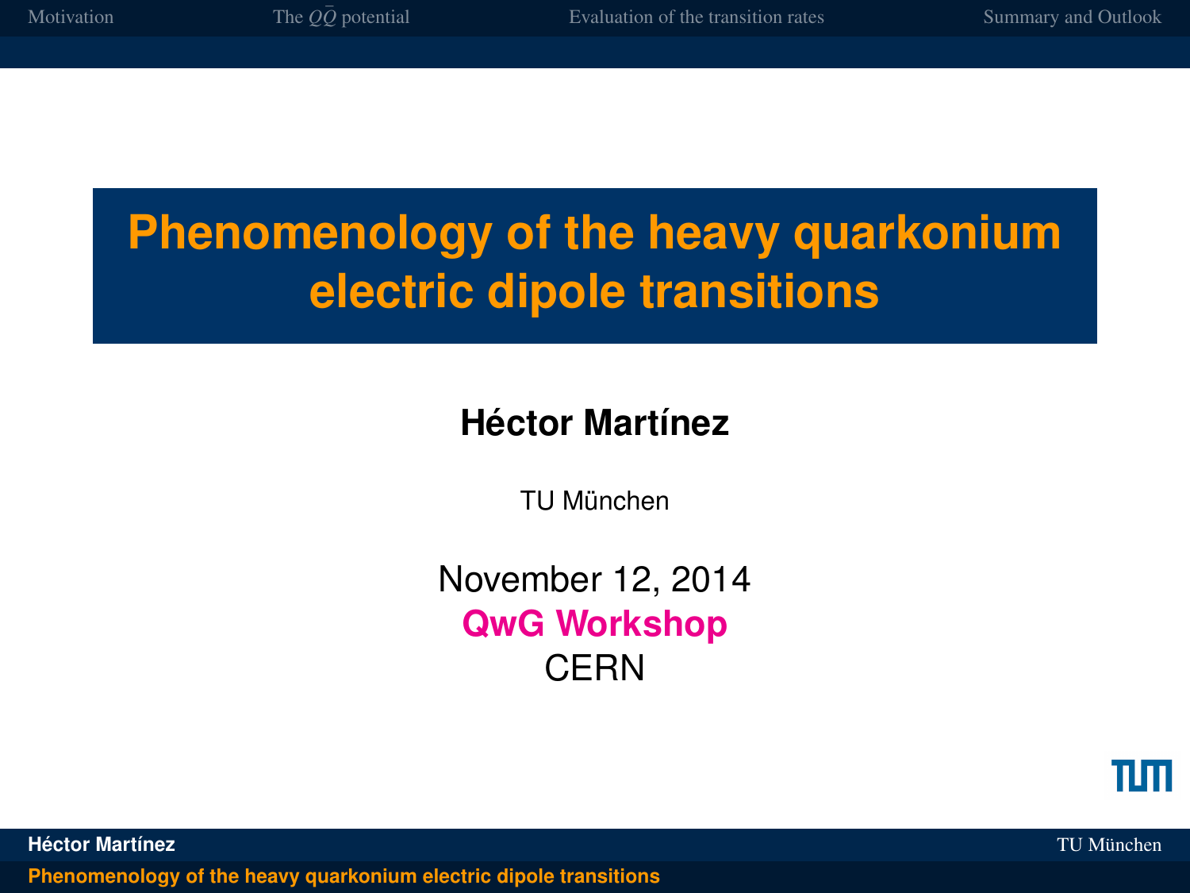# Phenomenology of the heavy quarkonium electric dipole transitions

**Héctor Martínez**

TU München

November 12, 2014

**QwG Workshop**

CERN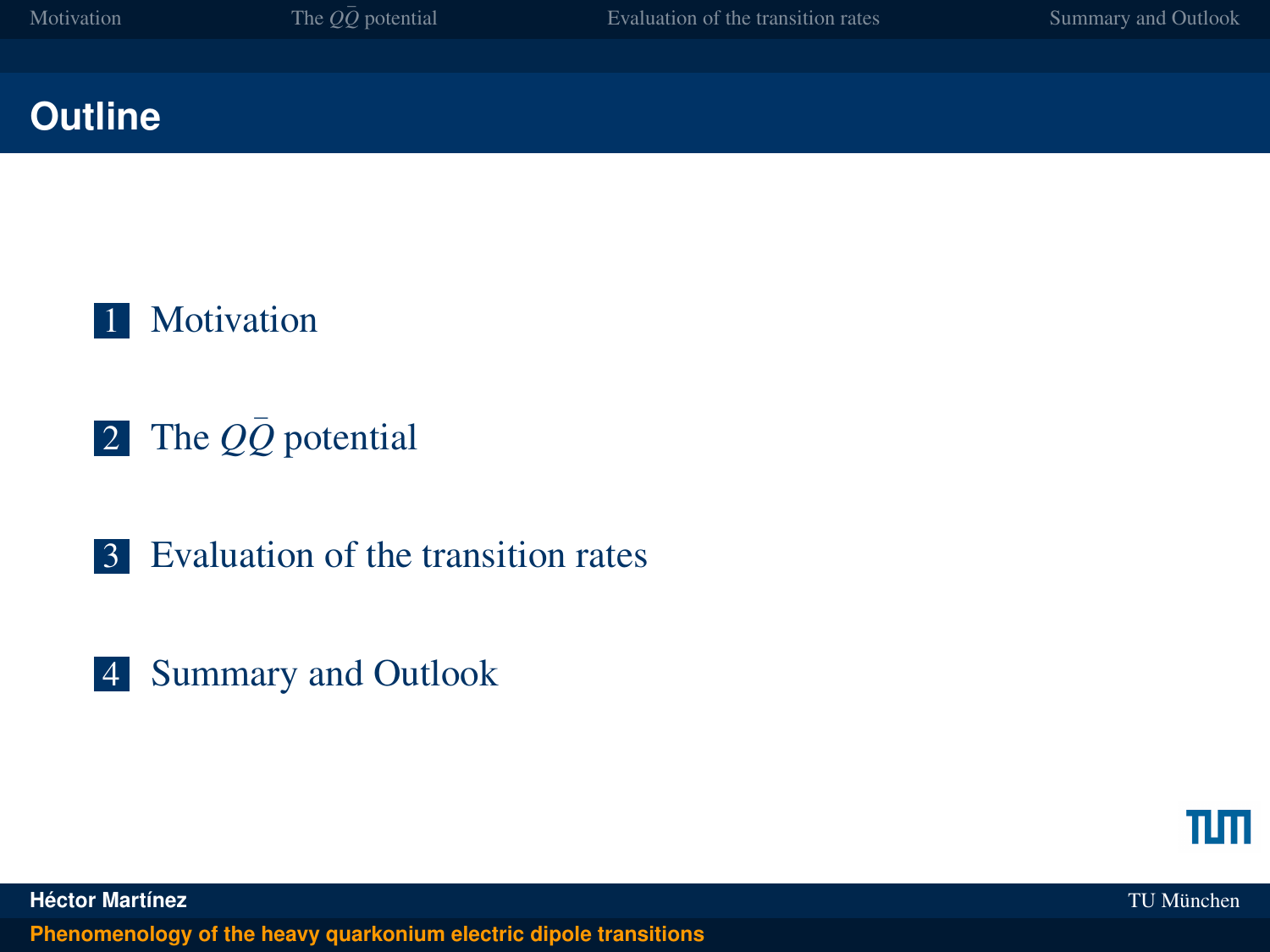# Outline

1. Motivation
2. The $Q\bar{Q}$ potential
3. Evaluation of the transition rates
4. Summary and Outlook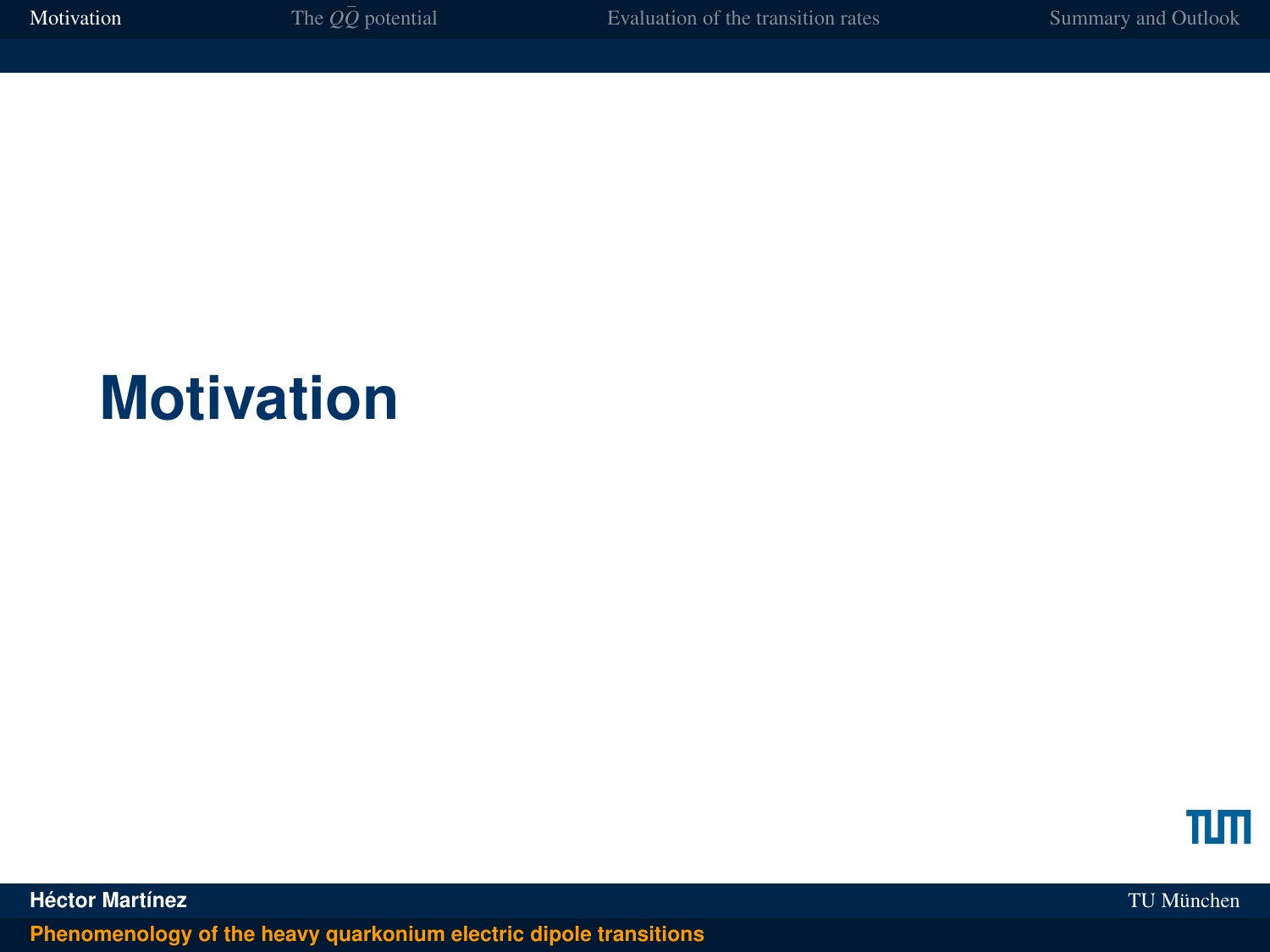# Motivation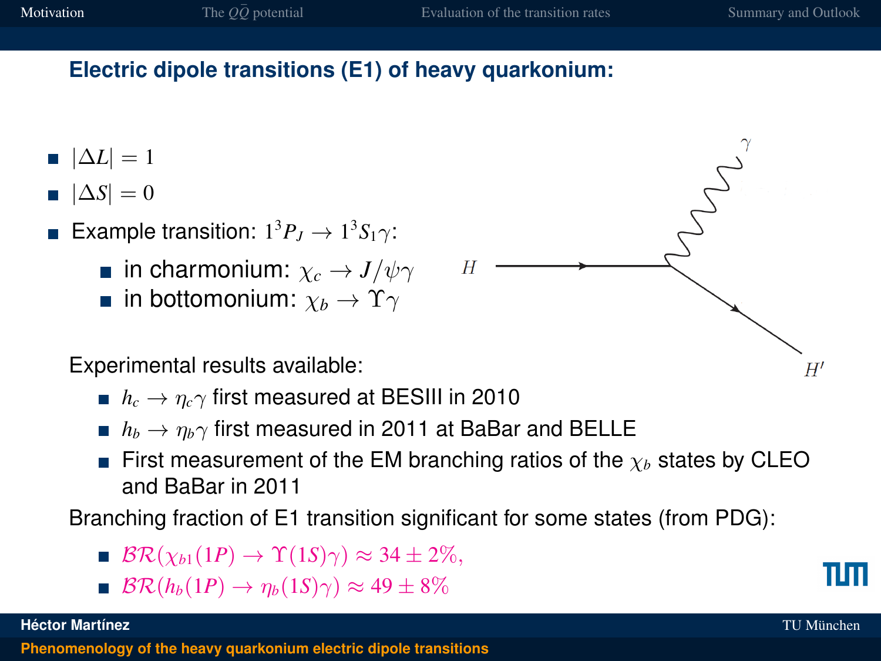## Electric dipole transitions (E1) of heavy quarkonium:

- $|\Delta L| = 1$
- $|\Delta S| = 0$
- Example transition: $1^3P_J \to 1^3S_1\gamma$:
  - in charmonium: $\chi_c \to J/\psi\gamma$
  - in bottomonium: $\chi_b \to \Upsilon\gamma$

$H$ $\gamma$ $H'$

Experimental results available:

- $h_c \to \eta_c\gamma$ first measured at BESIII in 2010
- $h_b \to \eta_b\gamma$ first measured in 2011 at BaBar and BELLE
- First measurement of the EM branching ratios of the $\chi_b$ states by CLEO and BaBar in 2011

Branching fraction of E1 transition significant for some states (from PDG):

- $\mathcal{BR}(\chi_{b1}(1P) \to \Upsilon(1S)\gamma) \approx 34 \pm 2\%$,
- $\mathcal{BR}(h_b(1P) \to \eta_b(1S)\gamma) \approx 49 \pm 8\%$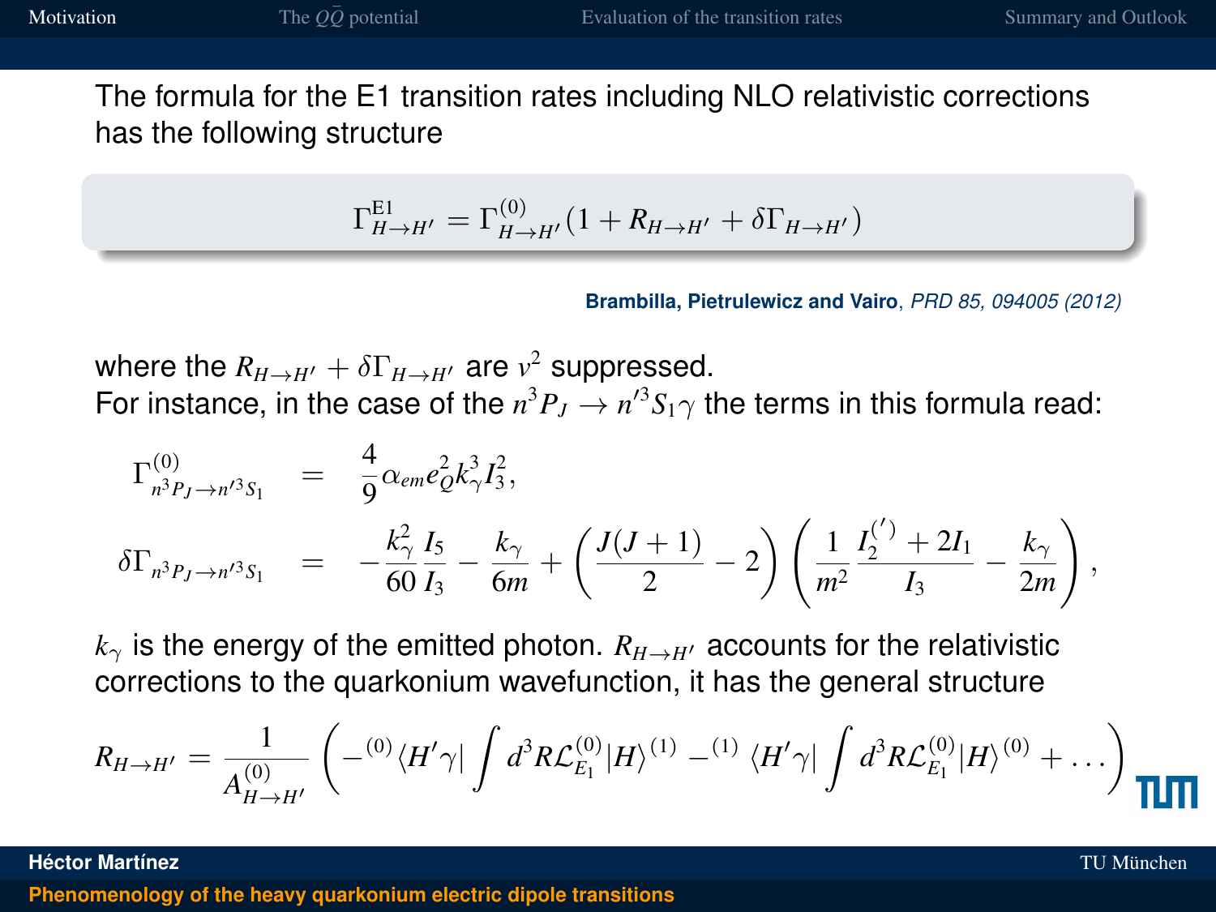The formula for the E1 transition rates including NLO relativistic corrections has the following structure

$$\Gamma^{\rm E1}_{H\to H'} = \Gamma^{(0)}_{H\to H'}\left(1 + R_{H\to H'} + \delta\Gamma_{H\to H'}\right)$$

**Brambilla, Pietrulewicz and Vairo**, *PRD 85, 094005 (2012)*

where the $R_{H\to H'} + \delta\Gamma_{H\to H'}$ are $v^2$ suppressed.
For instance, in the case of the $n^3P_J \to n'^3S_1\gamma$ the terms in this formula read:

$$\begin{aligned}
\Gamma^{(0)}_{n^3P_J\to n'^3S_1} &= \frac{4}{9}\alpha_{em}e_Q^2 k_\gamma^3 I_3^2, \\
\delta\Gamma_{n^3P_J\to n'^3S_1} &= -\frac{k_\gamma^2}{60}\frac{I_5}{I_3} - \frac{k_\gamma}{6m} + \left(\frac{J(J+1)}{2} - 2\right)\left(\frac{1}{m^2}\frac{I_2^{(\prime)} + 2I_1}{I_3} - \frac{k_\gamma}{2m}\right),
\end{aligned}$$

$k_\gamma$ is the energy of the emitted photon. $R_{H\to H'}$ accounts for the relativistic corrections to the quarkonium wavefunction, it has the general structure

$$R_{H\to H'} = \frac{1}{A^{(0)}_{H\to H'}}\left(-^{(0)}\langle H'\gamma|\int d^3R\mathcal{L}^{(0)}_{E_1}|H\rangle^{(1)} - ^{(1)}\langle H'\gamma|\int d^3R\mathcal{L}^{(0)}_{E_1}|H\rangle^{(0)} + \ldots\right)$$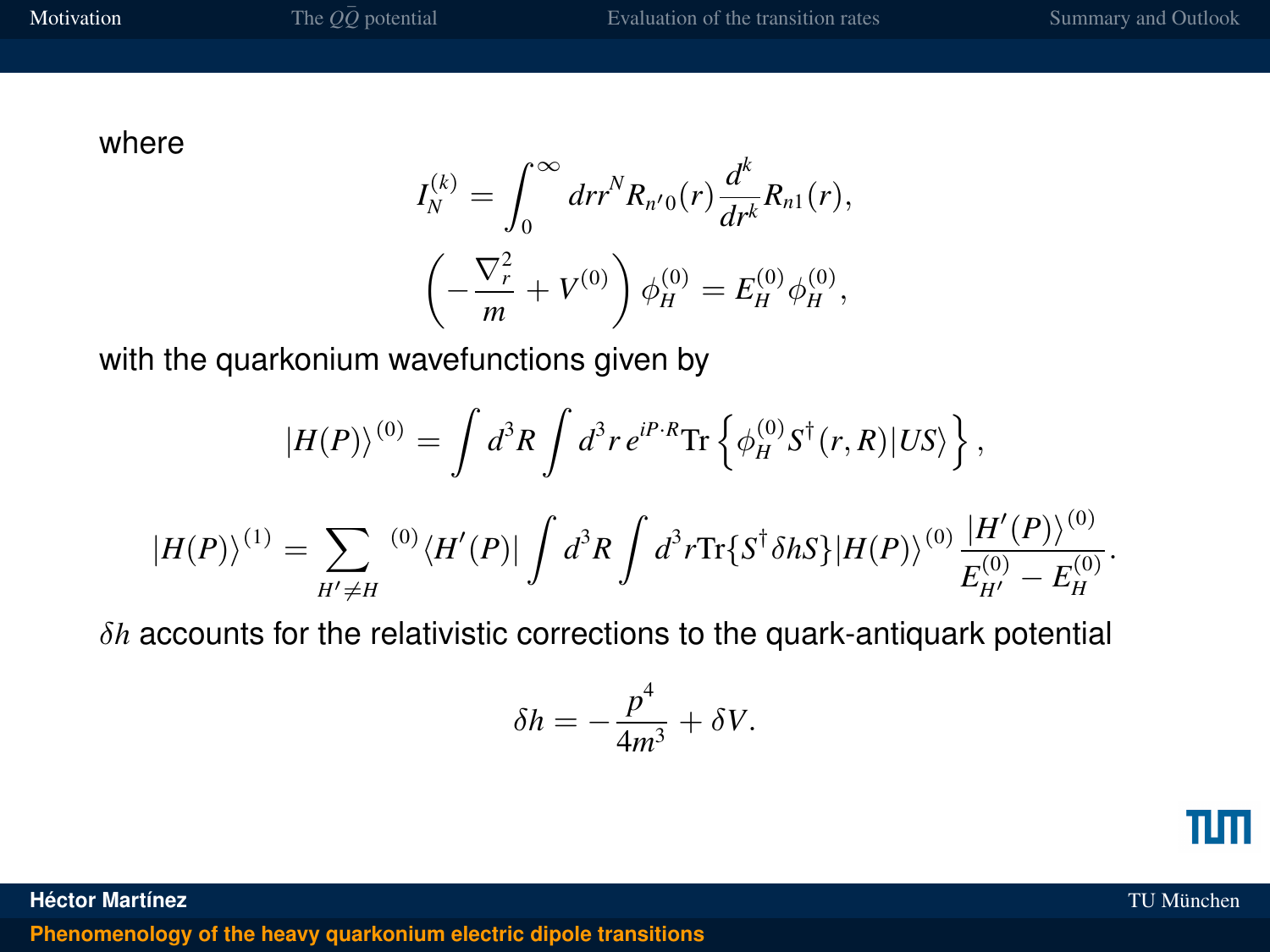where

$$I_N^{(k)} = \int_0^\infty dr r^N R_{n'0}(r) \frac{d^k}{dr^k} R_{n1}(r),$$

$$\left(-\frac{\nabla_r^2}{m} + V^{(0)}\right) \phi_H^{(0)} = E_H^{(0)} \phi_H^{(0)},$$

with the quarkonium wavefunctions given by

$$|H(P)\rangle^{(0)} = \int d^3R \int d^3r \, e^{iP\cdot R} \mathrm{Tr}\left\{\phi_H^{(0)} S^\dagger(r,R)|US\rangle\right\},$$

$$|H(P)\rangle^{(1)} = \sum_{H' \neq H} {}^{(0)}\langle H'(P)| \int d^3R \int d^3r \mathrm{Tr}\{S^\dagger \delta h S\} |H(P)\rangle^{(0)} \frac{|H'(P)\rangle^{(0)}}{E_{H'}^{(0)} - E_H^{(0)}}.$$

$\delta h$ accounts for the relativistic corrections to the quark-antiquark potential

$$\delta h = -\frac{p^4}{4m^3} + \delta V.$$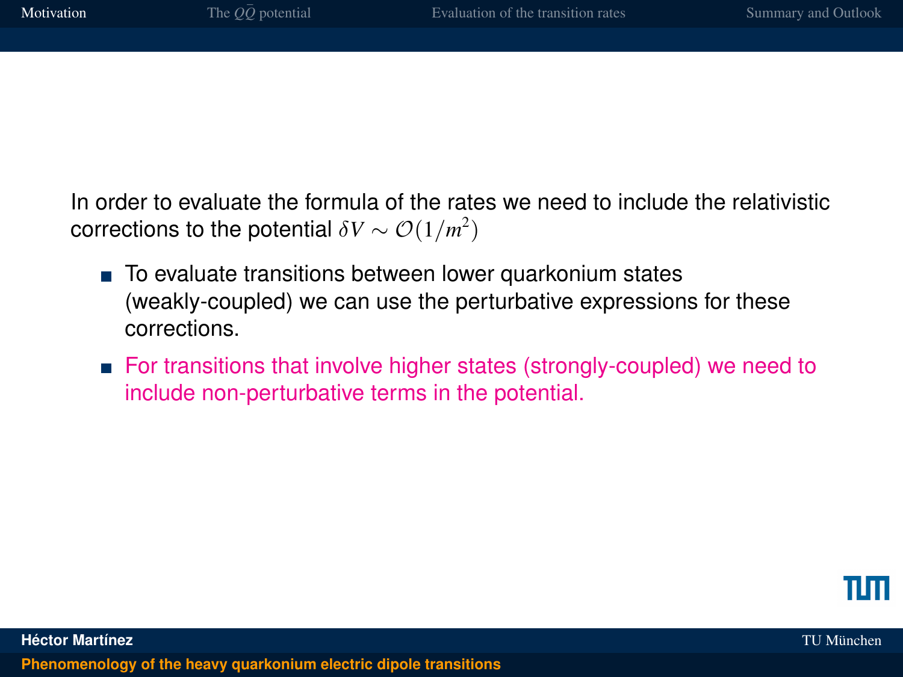In order to evaluate the formula of the rates we need to include the relativistic corrections to the potential $\delta V \sim \mathcal{O}(1/m^2)$

- To evaluate transitions between lower quarkonium states (weakly-coupled) we can use the perturbative expressions for these corrections.
- For transitions that involve higher states (strongly-coupled) we need to include non-perturbative terms in the potential.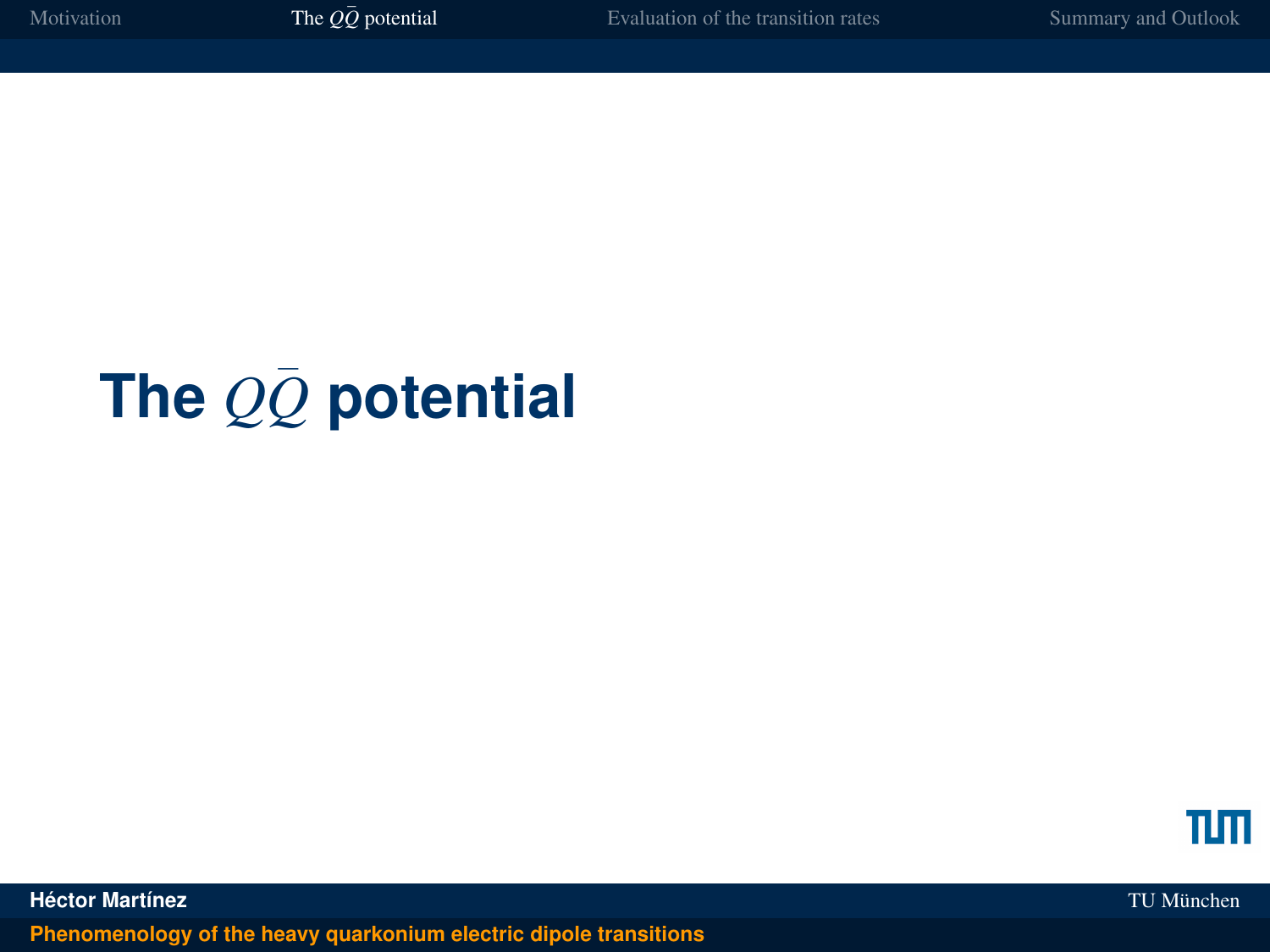# The $Q\bar{Q}$ potential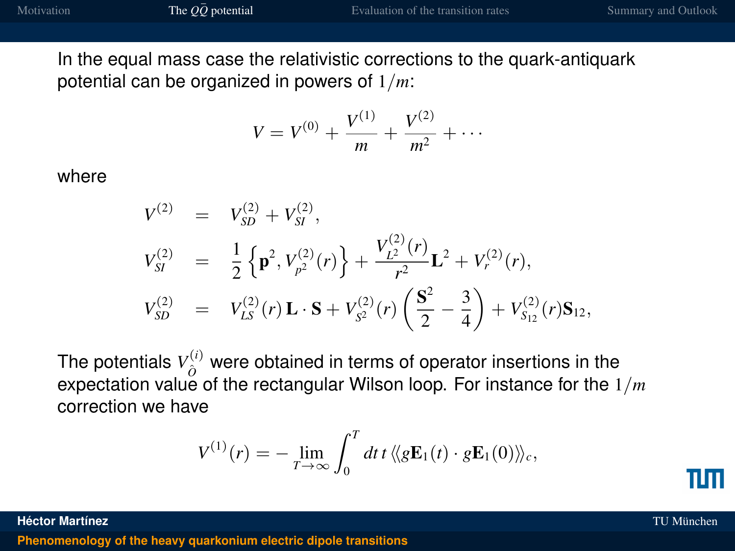In the equal mass case the relativistic corrections to the quark-antiquark potential can be organized in powers of $1/m$:

$$V = V^{(0)} + \frac{V^{(1)}}{m} + \frac{V^{(2)}}{m^2} + \cdots$$

where

$$\begin{aligned}
V^{(2)} &= V^{(2)}_{SD} + V^{(2)}_{SI}, \\
V^{(2)}_{SI} &= \frac{1}{2}\left\{\mathbf{p}^2, V^{(2)}_{p^2}(r)\right\} + \frac{V^{(2)}_{L^2}(r)}{r^2}\mathbf{L}^2 + V^{(2)}_{r}(r), \\
V^{(2)}_{SD} &= V^{(2)}_{LS}(r)\,\mathbf{L}\cdot\mathbf{S} + V^{(2)}_{S^2}(r)\left(\frac{\mathbf{S}^2}{2} - \frac{3}{4}\right) + V^{(2)}_{S_{12}}(r)\mathbf{S}_{12},
\end{aligned}$$

The potentials $V^{(i)}_{\hat{O}}$ were obtained in terms of operator insertions in the expectation value of the rectangular Wilson loop. For instance for the $1/m$ correction we have

$$V^{(1)}(r) = -\lim_{T\to\infty}\int_0^T dt\, t\,\langle\!\langle g\mathbf{E}_1(t)\cdot g\mathbf{E}_1(0)\rangle\!\rangle_c,$$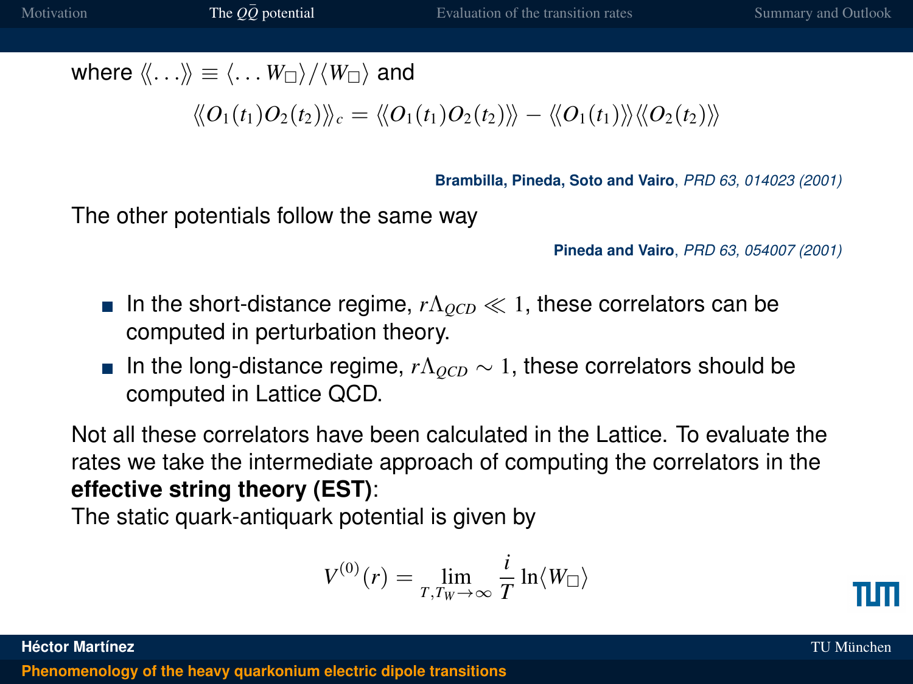where $\langle\langle \ldots \rangle\rangle \equiv \langle \ldots W_\square \rangle / \langle W_\square \rangle$ and

$$\langle\langle O_1(t_1) O_2(t_2) \rangle\rangle_c = \langle\langle O_1(t_1) O_2(t_2) \rangle\rangle - \langle\langle O_1(t_1) \rangle\rangle \langle\langle O_2(t_2) \rangle\rangle$$

**Brambilla, Pineda, Soto and Vairo**, *PRD 63, 014023 (2001)*

The other potentials follow the same way

**Pineda and Vairo**, *PRD 63, 054007 (2001)*

- In the short-distance regime, $r\Lambda_{QCD} \ll 1$, these correlators can be computed in perturbation theory.
- In the long-distance regime, $r\Lambda_{QCD} \sim 1$, these correlators should be computed in Lattice QCD.

Not all these correlators have been calculated in the Lattice. To evaluate the rates we take the intermediate approach of computing the correlators in the **effective string theory (EST)**:

The static quark-antiquark potential is given by

$$V^{(0)}(r) = \lim_{T, T_W \to \infty} \frac{i}{T} \ln \langle W_\square \rangle$$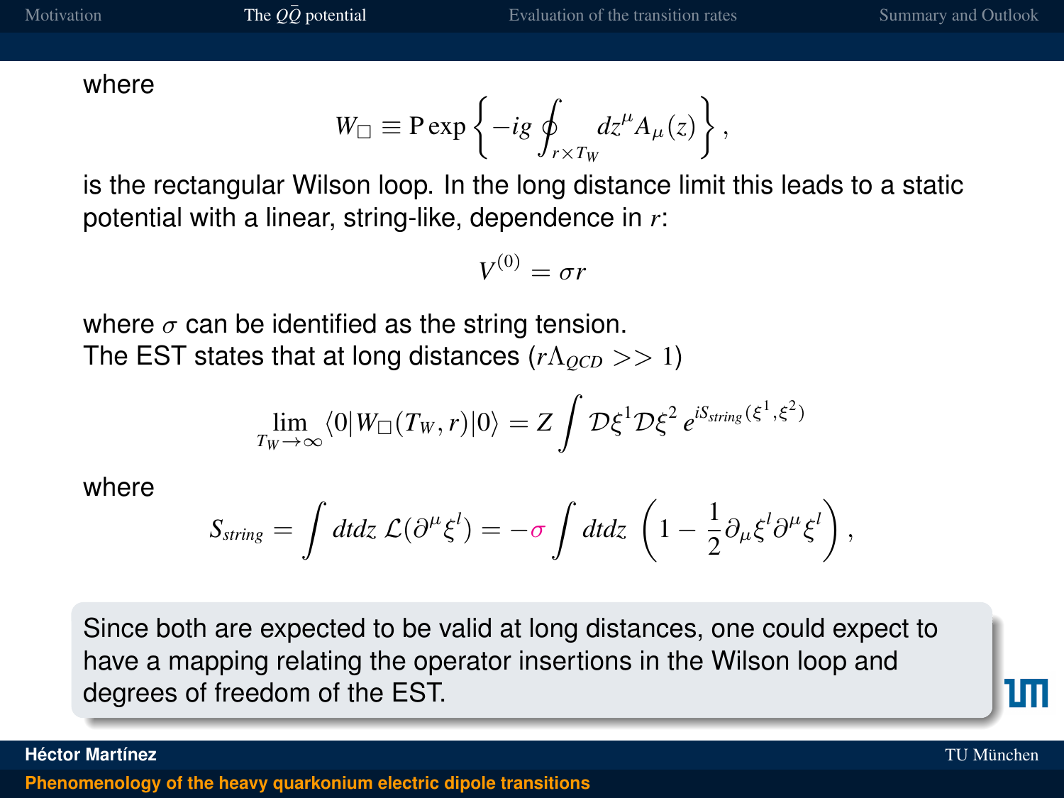where

$$W_{\Box} \equiv \mathrm{P}\exp\left\{-ig\oint_{r\times T_W} dz^{\mu}A_{\mu}(z)\right\},$$

is the rectangular Wilson loop. In the long distance limit this leads to a static potential with a linear, string-like, dependence in $r$:

$$V^{(0)} = \sigma r$$

where $\sigma$ can be identified as the string tension.
The EST states that at long distances ($r\Lambda_{QCD} >> 1$)

$$\lim_{T_W\to\infty}\langle 0|W_{\Box}(T_W, r)|0\rangle = Z\int \mathcal{D}\xi^1\mathcal{D}\xi^2\, e^{iS_{string}(\xi^1,\xi^2)}$$

where

$$S_{string} = \int dtdz\, \mathcal{L}(\partial^{\mu}\xi^l) = -\sigma\int dtdz\, \left(1 - \frac{1}{2}\partial_{\mu}\xi^l\partial^{\mu}\xi^l\right),$$

Since both are expected to be valid at long distances, one could expect to have a mapping relating the operator insertions in the Wilson loop and degrees of freedom of the EST.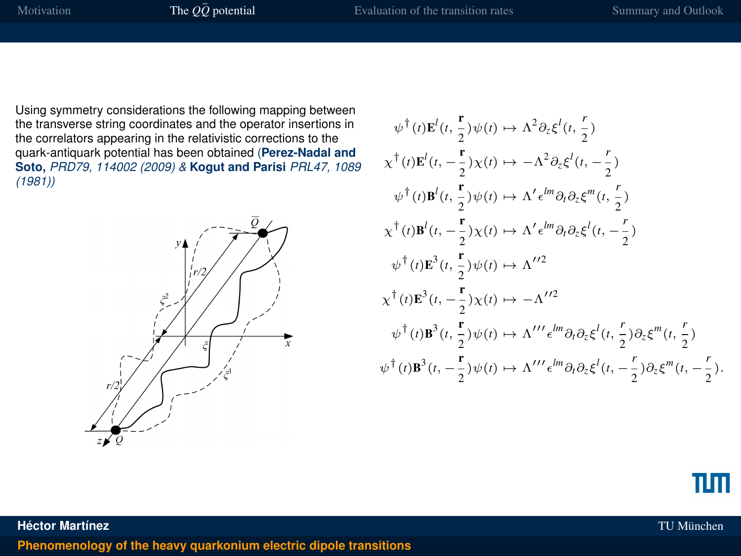Using symmetry considerations the following mapping between the transverse string coordinates and the operator insertions in the correlators appearing in the relativistic corrections to the quark-antiquark potential has been obtained (**Perez-Nadal and Soto,** *PRD79, 114002 (2009)* & **Kogut and Parisi** *PRL47, 1089 (1981)*)

$$
\begin{aligned}
\psi^\dagger(t)\mathbf{E}^l(t,\frac{\mathbf{r}}{2})\psi(t) &\mapsto \Lambda^2\partial_z\xi^l(t,\frac{r}{2})\\
\chi^\dagger(t)\mathbf{E}^l(t,-\frac{\mathbf{r}}{2})\chi(t) &\mapsto -\Lambda^2\partial_z\xi^l(t,-\frac{r}{2})\\
\psi^\dagger(t)\mathbf{B}^l(t,\frac{\mathbf{r}}{2})\psi(t) &\mapsto \Lambda'\epsilon^{lm}\partial_t\partial_z\xi^m(t,\frac{r}{2})\\
\chi^\dagger(t)\mathbf{B}^l(t,-\frac{\mathbf{r}}{2})\chi(t) &\mapsto \Lambda'\epsilon^{lm}\partial_t\partial_z\xi^l(t,-\frac{r}{2})\\
\psi^\dagger(t)\mathbf{E}^3(t,\frac{\mathbf{r}}{2})\psi(t) &\mapsto \Lambda''^2\\
\chi^\dagger(t)\mathbf{E}^3(t,-\frac{\mathbf{r}}{2})\chi(t) &\mapsto -\Lambda''^2\\
\psi^\dagger(t)\mathbf{B}^3(t,\frac{\mathbf{r}}{2})\psi(t) &\mapsto \Lambda'''\epsilon^{lm}\partial_t\partial_z\xi^l(t,\frac{r}{2})\partial_z\xi^m(t,\frac{r}{2})\\
\psi^\dagger(t)\mathbf{B}^3(t,-\frac{\mathbf{r}}{2})\psi(t) &\mapsto \Lambda'''\epsilon^{lm}\partial_t\partial_z\xi^l(t,-\frac{r}{2})\partial_z\xi^m(t,-\frac{r}{2}).
\end{aligned}
$$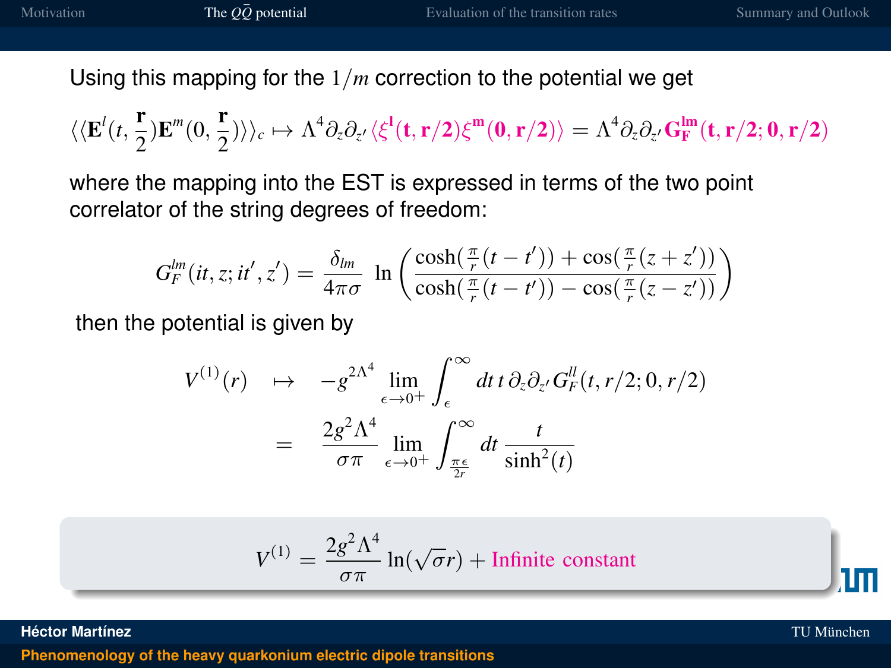Using this mapping for the $1/m$ correction to the potential we get

$$\langle\langle \mathbf{E}^l(t, \frac{\mathbf{r}}{2})\mathbf{E}^m(0, \frac{\mathbf{r}}{2})\rangle\rangle_c \mapsto \Lambda^4 \partial_z \partial_{z'} \langle \xi^{\mathbf{l}}(\mathbf{t}, \mathbf{r}/2)\xi^{\mathbf{m}}(\mathbf{0}, \mathbf{r}/2)\rangle = \Lambda^4 \partial_z \partial_{z'} \mathbf{G}_{\mathbf{F}}^{\mathbf{lm}}(\mathbf{t}, \mathbf{r}/2; \mathbf{0}, \mathbf{r}/2)$$

where the mapping into the EST is expressed in terms of the two point correlator of the string degrees of freedom:

$$G_F^{lm}(it, z; it', z') = \frac{\delta_{lm}}{4\pi\sigma} \ln\left(\frac{\cosh(\frac{\pi}{r}(t-t')) + \cos(\frac{\pi}{r}(z+z'))}{\cosh(\frac{\pi}{r}(t-t')) - \cos(\frac{\pi}{r}(z-z'))}\right)$$

then the potential is given by

$$\begin{aligned} V^{(1)}(r) &\mapsto -g^{2\Lambda^4} \lim_{\epsilon\to 0^+} \int_\epsilon^\infty dt\, t\, \partial_z \partial_{z'} G_F^{ll}(t, r/2; 0, r/2) \\ &= \frac{2g^2\Lambda^4}{\sigma\pi} \lim_{\epsilon\to 0^+} \int_{\frac{\pi\epsilon}{2r}}^\infty dt\, \frac{t}{\sinh^2(t)} \end{aligned}$$

$$V^{(1)} = \frac{2g^2\Lambda^4}{\sigma\pi} \ln(\sqrt{\sigma} r) + \text{Infinite constant}$$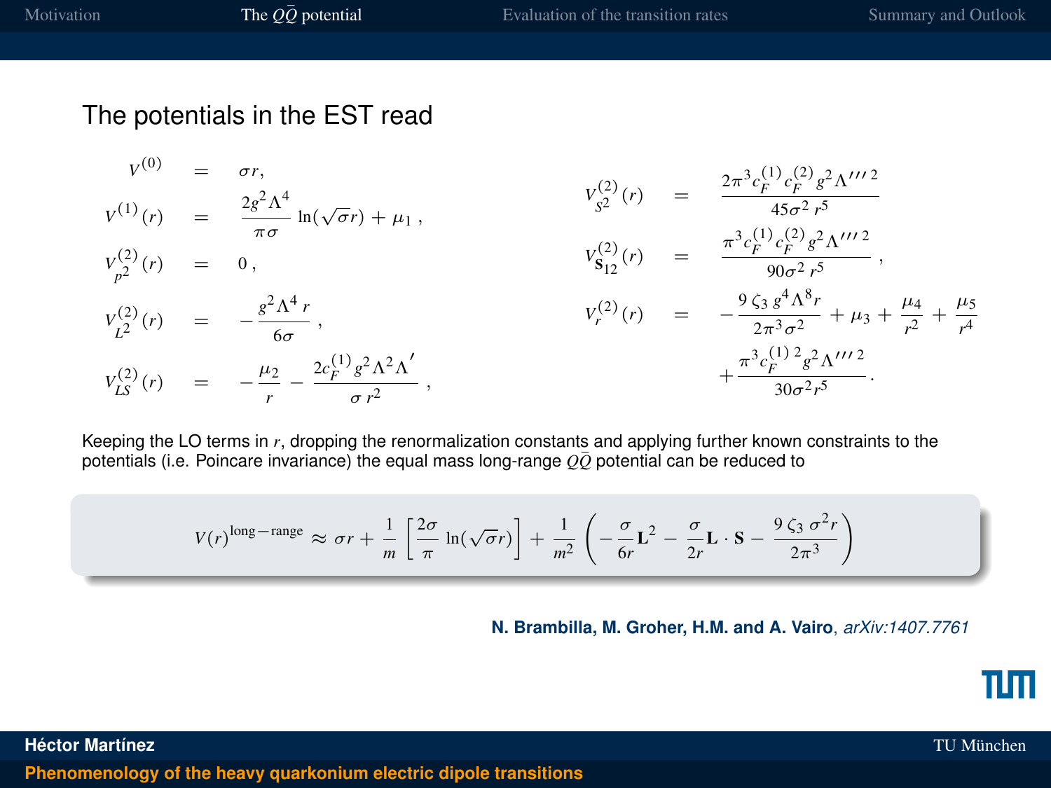The potentials in the EST read

$$
\begin{aligned}
V^{(0)} &= \sigma r, \\
V^{(1)}(r) &= \frac{2g^2\Lambda^4}{\pi\sigma}\ln(\sqrt{\sigma}r) + \mu_1\,, \\
V^{(2)}_{p^2}(r) &= 0\,, \\
V^{(2)}_{L^2}(r) &= -\frac{g^2\Lambda^4 r}{6\sigma}\,, \\
V^{(2)}_{LS}(r) &= -\frac{\mu_2}{r} - \frac{2c_F^{(1)} g^2\Lambda^2\Lambda'}{\sigma r^2}\,,
\end{aligned}
$$

$$
\begin{aligned}
V^{(2)}_{S^2}(r) &= \frac{2\pi^3 c_F^{(1)} c_F^{(2)} g^2 \Lambda'''^{\,2}}{45\sigma^2 r^5} \\
V^{(2)}_{\mathbf{S}_{12}}(r) &= \frac{\pi^3 c_F^{(1)} c_F^{(2)} g^2 \Lambda'''^{\,2}}{90\sigma^2 r^5}\,, \\
V^{(2)}_{r}(r) &= -\frac{9\,\zeta_3\, g^4\Lambda^8 r}{2\pi^3\sigma^2} + \mu_3 + \frac{\mu_4}{r^2} + \frac{\mu_5}{r^4} \\
&\quad + \frac{\pi^3 c_F^{(1)\,2} g^2 \Lambda'''^{\,2}}{30\sigma^2 r^5}.
\end{aligned}
$$

Keeping the LO terms in $r$, dropping the renormalization constants and applying further known constraints to the potentials (i.e. Poincare invariance) the equal mass long-range $Q\bar{Q}$ potential can be reduced to

$$
V(r)^{\rm long-range} \approx \sigma r + \frac{1}{m}\left[\frac{2\sigma}{\pi}\ln(\sqrt{\sigma}r)\right] + \frac{1}{m^2}\left(-\frac{\sigma}{6r}\mathbf{L}^2 - \frac{\sigma}{2r}\mathbf{L}\cdot\mathbf{S} - \frac{9\,\zeta_3\,\sigma^2 r}{2\pi^3}\right)
$$

**N. Brambilla, M. Groher, H.M. and A. Vairo**, *arXiv:1407.7761*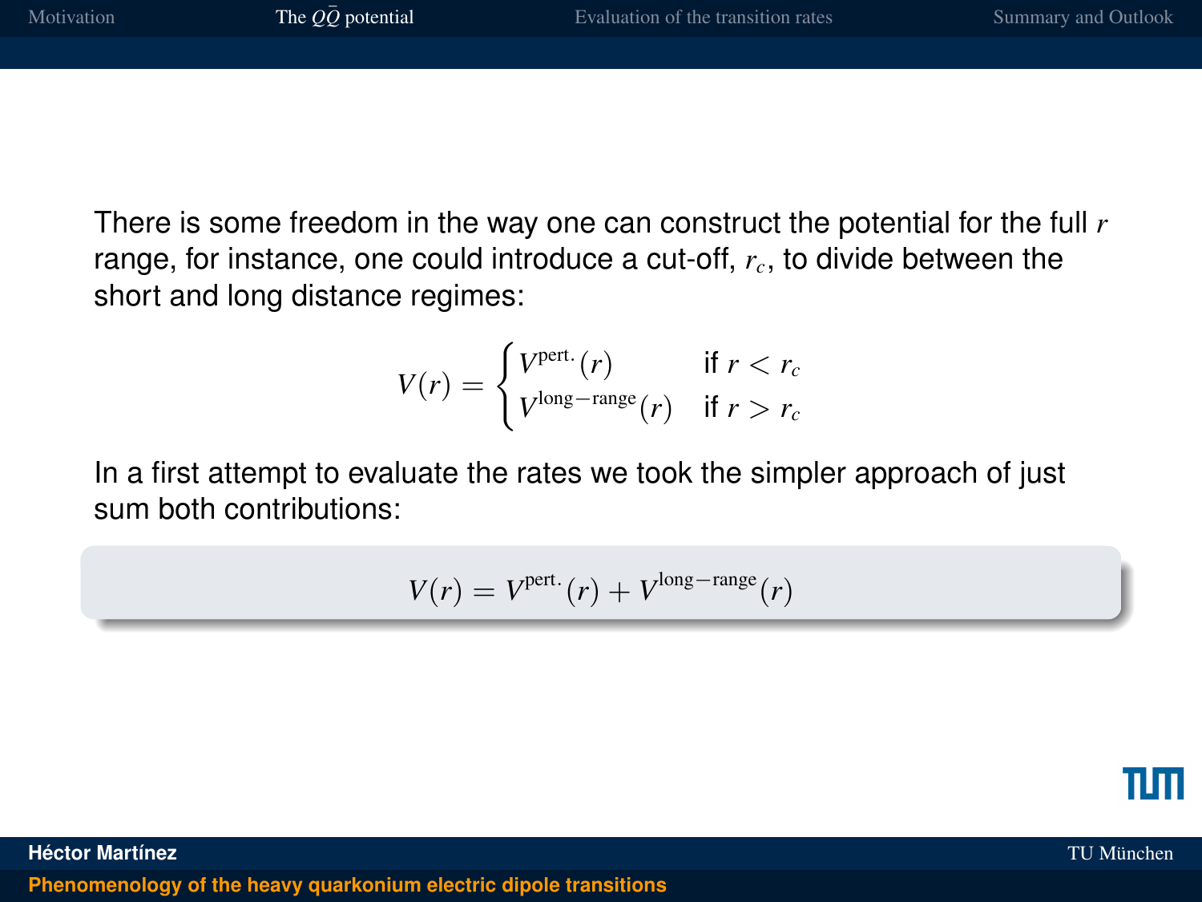There is some freedom in the way one can construct the potential for the full $r$ range, for instance, one could introduce a cut-off, $r_c$, to divide between the short and long distance regimes:

$$V(r) = \begin{cases} V^{\text{pert.}}(r) & \text{if } r < r_c \\ V^{\text{long-range}}(r) & \text{if } r > r_c \end{cases}$$

In a first attempt to evaluate the rates we took the simpler approach of just sum both contributions:

$$V(r) = V^{\text{pert.}}(r) + V^{\text{long-range}}(r)$$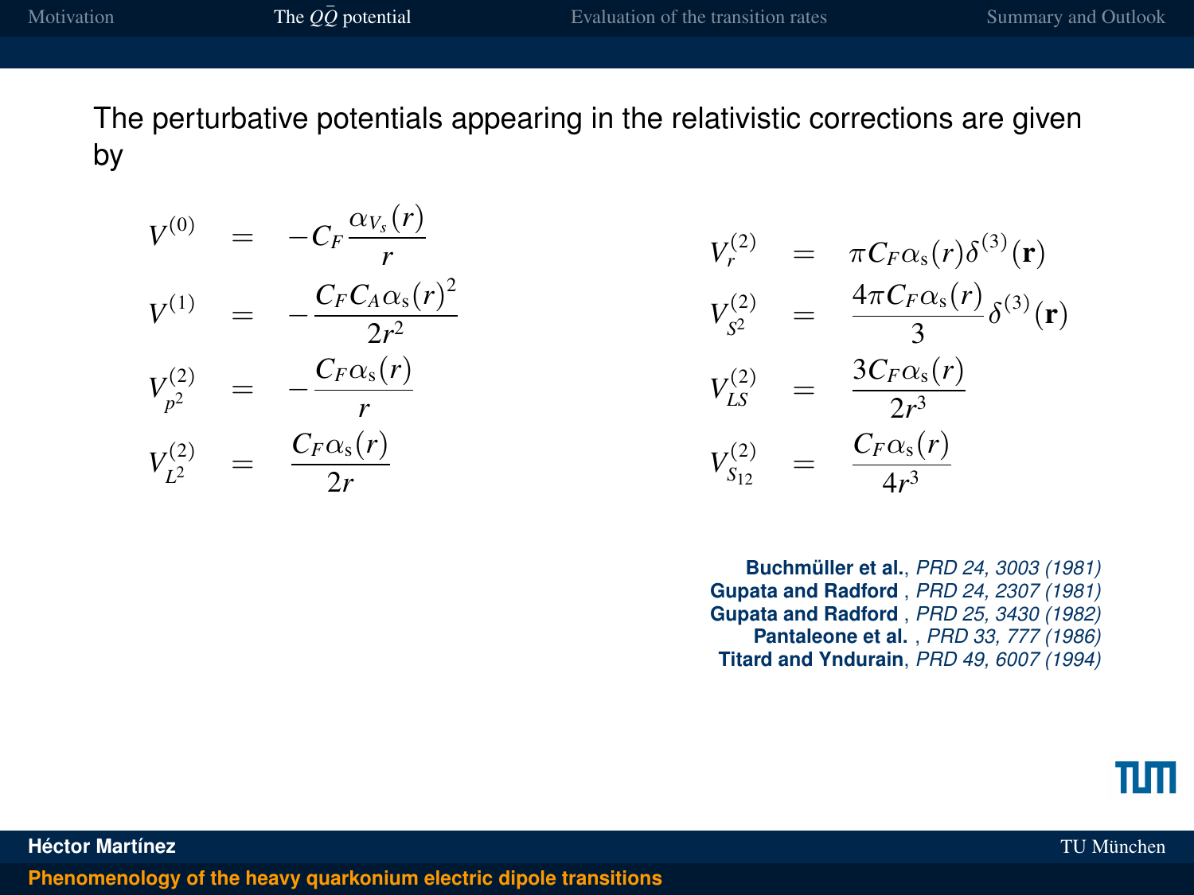The perturbative potentials appearing in the relativistic corrections are given by

$$
\begin{aligned}
V^{(0)} &= -C_F \frac{\alpha_{V_s}(r)}{r} \\
V^{(1)} &= -\frac{C_F C_A \alpha_{\rm s}(r)^2}{2r^2} \\
V^{(2)}_{p^2} &= -\frac{C_F \alpha_{\rm s}(r)}{r} \\
V^{(2)}_{L^2} &= \frac{C_F \alpha_{\rm s}(r)}{2r}
\end{aligned}
$$

$$
\begin{aligned}
V^{(2)}_{r} &= \pi C_F \alpha_{\rm s}(r) \delta^{(3)}(\mathbf{r}) \\
V^{(2)}_{S^2} &= \frac{4\pi C_F \alpha_{\rm s}(r)}{3} \delta^{(3)}(\mathbf{r}) \\
V^{(2)}_{LS} &= \frac{3 C_F \alpha_{\rm s}(r)}{2r^3} \\
V^{(2)}_{S_{12}} &= \frac{C_F \alpha_{\rm s}(r)}{4r^3}
\end{aligned}
$$

**Buchmüller et al.**, *PRD 24, 3003 (1981)*
**Gupata and Radford** , *PRD 24, 2307 (1981)*
**Gupata and Radford** , *PRD 25, 3430 (1982)*
**Pantaleone et al.** , *PRD 33, 777 (1986)*
**Titard and Yndurain**, *PRD 49, 6007 (1994)*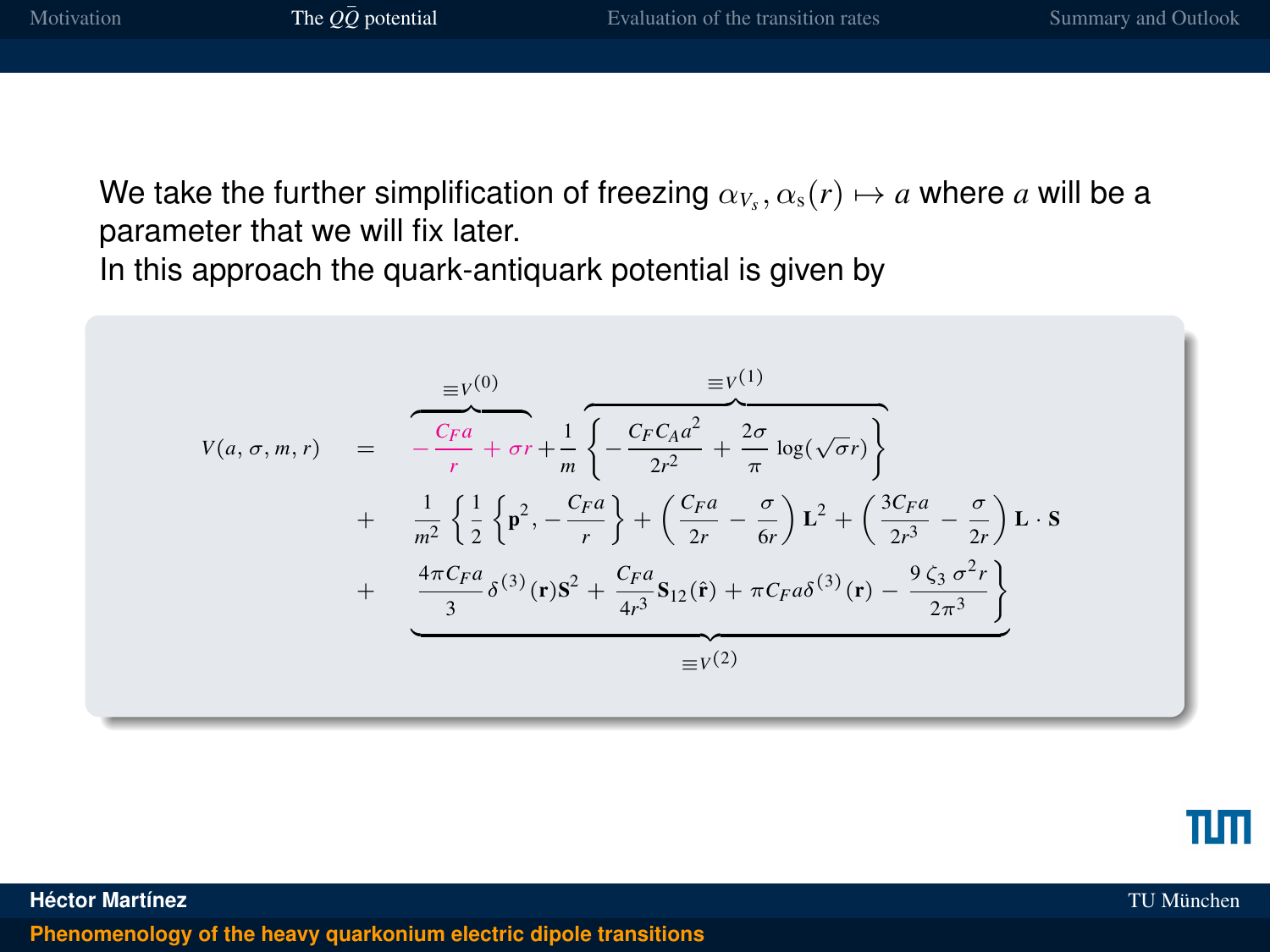We take the further simplification of freezing $\alpha_{V_s}, \alpha_s(r) \mapsto a$ where $a$ will be a parameter that we will fix later.
In this approach the quark-antiquark potential is given by

$$
\begin{aligned}
V(a,\sigma,m,r) &= \overbrace{-\frac{C_F a}{r} + \sigma r}^{\equiv V^{(0)}} + \frac{1}{m}\overbrace{\left\{-\frac{C_F C_A a^2}{2r^2} + \frac{2\sigma}{\pi}\log(\sqrt{\sigma}r)\right\}}^{\equiv V^{(1)}} \\
&+ \underbrace{\frac{1}{m^2}\left\{\frac{1}{2}\left\{\mathbf{p}^2, -\frac{C_F a}{r}\right\} + \left(\frac{C_F a}{2r} - \frac{\sigma}{6r}\right)\mathbf{L}^2 + \left(\frac{3C_F a}{2r^3} - \frac{\sigma}{2r}\right)\mathbf{L}\cdot\mathbf{S}\right.}_{} \\
&+ \underbrace{\left.\frac{4\pi C_F a}{3}\delta^{(3)}(\mathbf{r})\mathbf{S}^2 + \frac{C_F a}{4r^3}\mathbf{S}_{12}(\hat{\mathbf{r}}) + \pi C_F a\delta^{(3)}(\mathbf{r}) - \frac{9\,\zeta_3\,\sigma^2 r}{2\pi^3}\right\}}_{\equiv V^{(2)}}
\end{aligned}
$$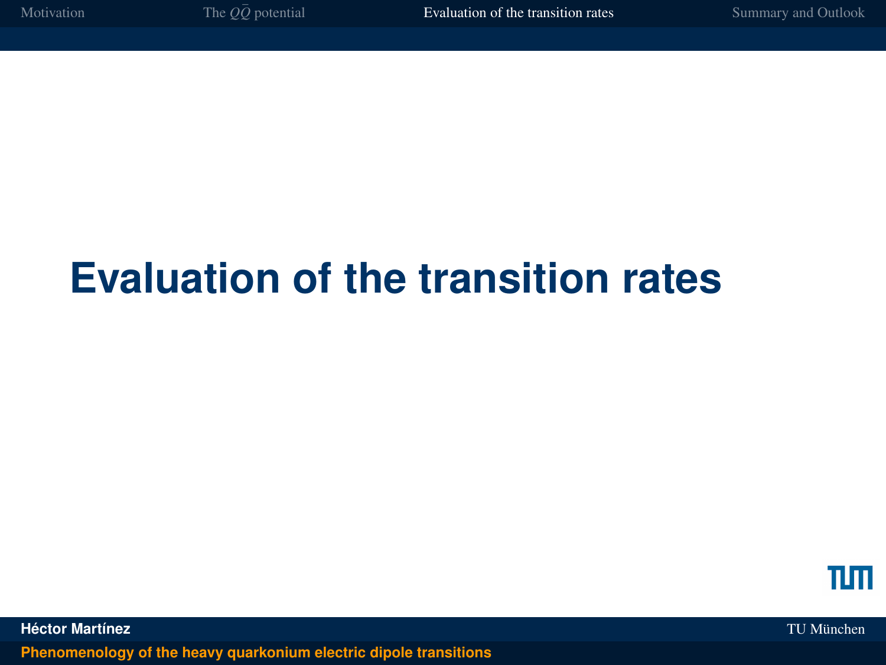# Evaluation of the transition rates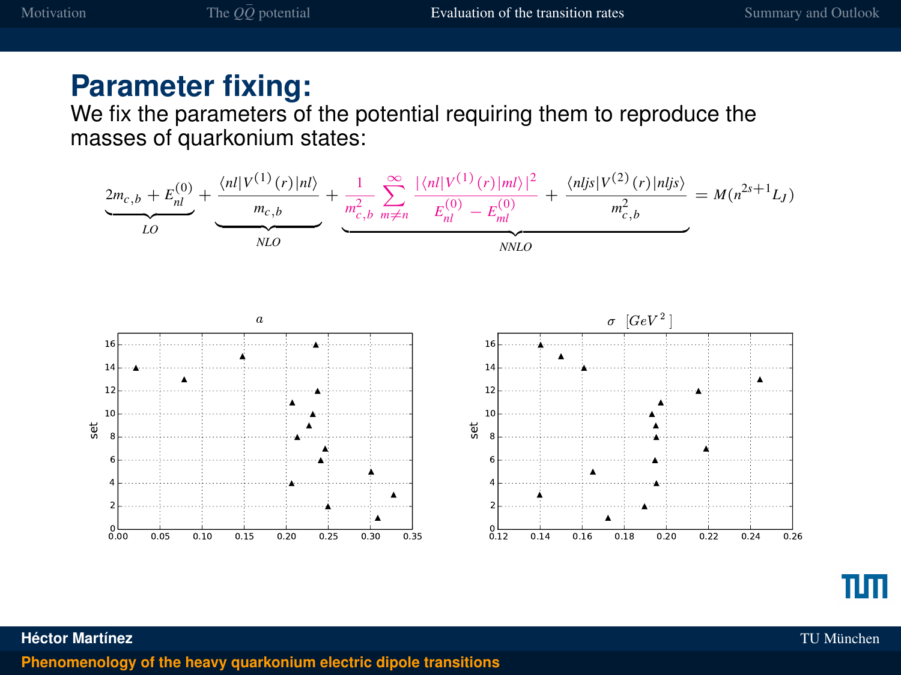# Parameter fixing:

We fix the parameters of the potential requiring them to reproduce the masses of quarkonium states:

$$\underbrace{2m_{c,b} + E_{nl}^{(0)}}_{LO} + \underbrace{\frac{\langle nl|V^{(1)}(r)|nl\rangle}{m_{c,b}}}_{NLO} + \underbrace{\frac{1}{m_{c,b}^2}\sum_{m\neq n}^{\infty}\frac{|\langle nl|V^{(1)}(r)|ml\rangle|^2}{E_{nl}^{(0)} - E_{ml}^{(0)}} + \frac{\langle nljs|V^{(2)}(r)|nljs\rangle}{m_{c,b}^2}}_{NNLO} = M(n^{2s+1}L_J)$$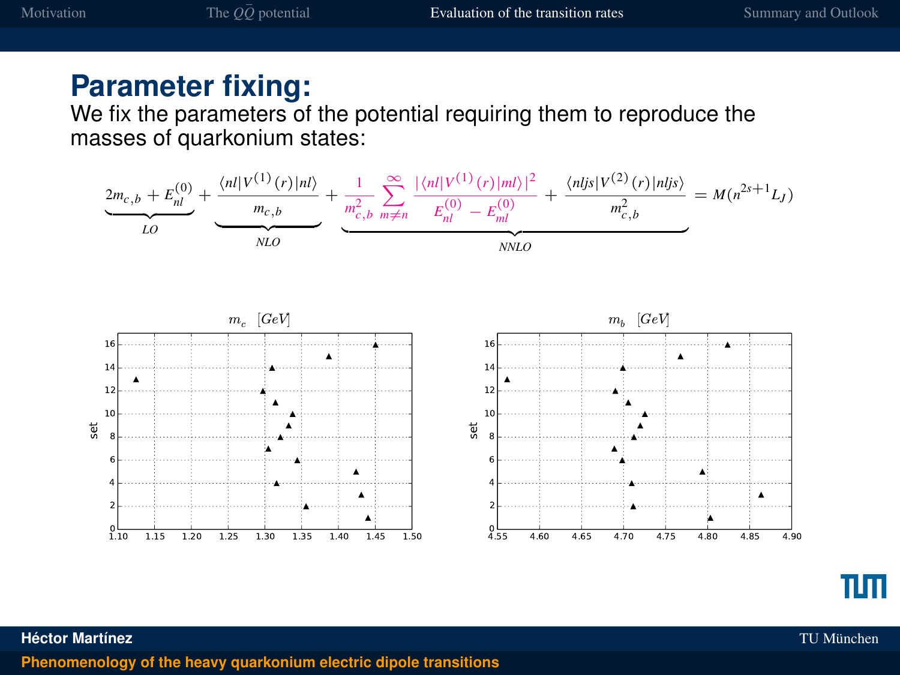## Parameter fixing:

We fix the parameters of the potential requiring them to reproduce the masses of quarkonium states:

$$\underbrace{2m_{c,b} + E_{nl}^{(0)}}_{LO} + \underbrace{\frac{\langle nl|V^{(1)}(r)|nl\rangle}{m_{c,b}}}_{NLO} + \underbrace{\frac{1}{m_{c,b}^2}\sum_{m\neq n}^{\infty}\frac{|\langle nl|V^{(1)}(r)|ml\rangle|^2}{E_{nl}^{(0)} - E_{ml}^{(0)}} + \frac{\langle nljs|V^{(2)}(r)|nljs\rangle}{m_{c,b}^2}}_{NNLO} = M(n^{2s+1}L_J)$$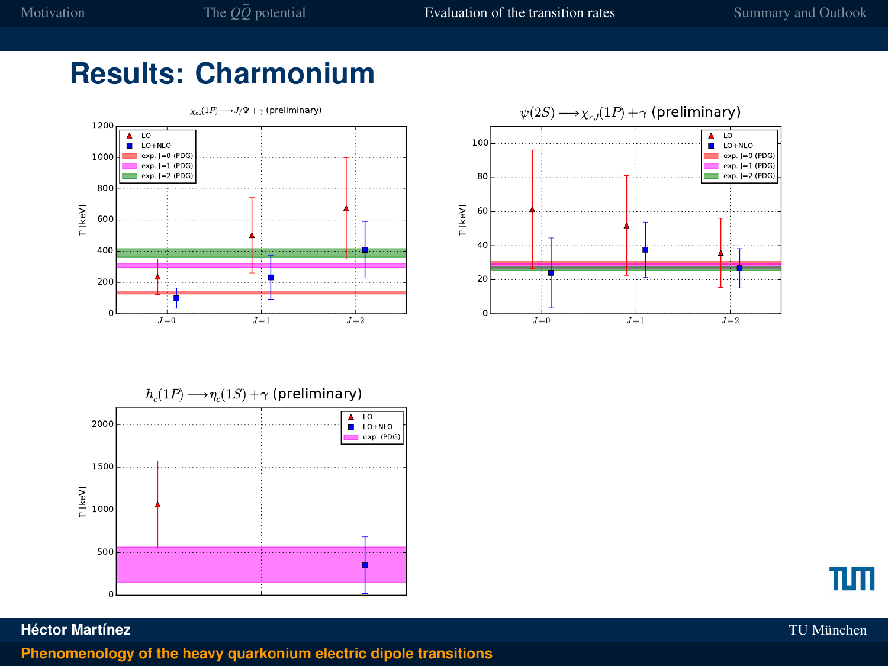# Results: Charmonium

$\chi_{cJ}(1P) \longrightarrow J/\Psi + \gamma$ (preliminary)

$\psi(2S) \longrightarrow \chi_{cJ}(1P) + \gamma$ (preliminary)

$h_c(1P) \longrightarrow \eta_c(1S) + \gamma$ (preliminary)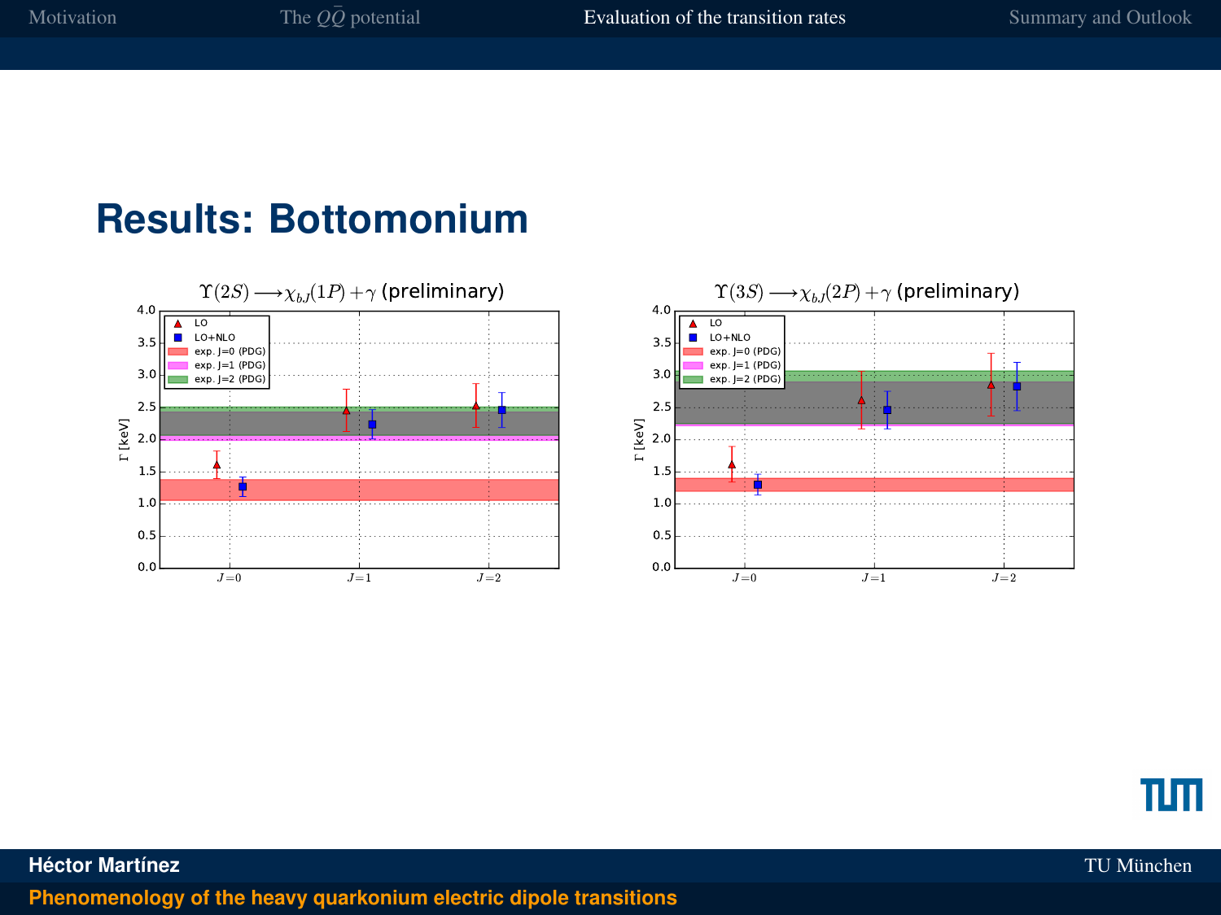# Results: Bottomonium

$\Upsilon(2S) \longrightarrow \chi_{b,J}(1P) + \gamma$ (preliminary)

$\Upsilon(3S) \longrightarrow \chi_{b,J}(2P) + \gamma$ (preliminary)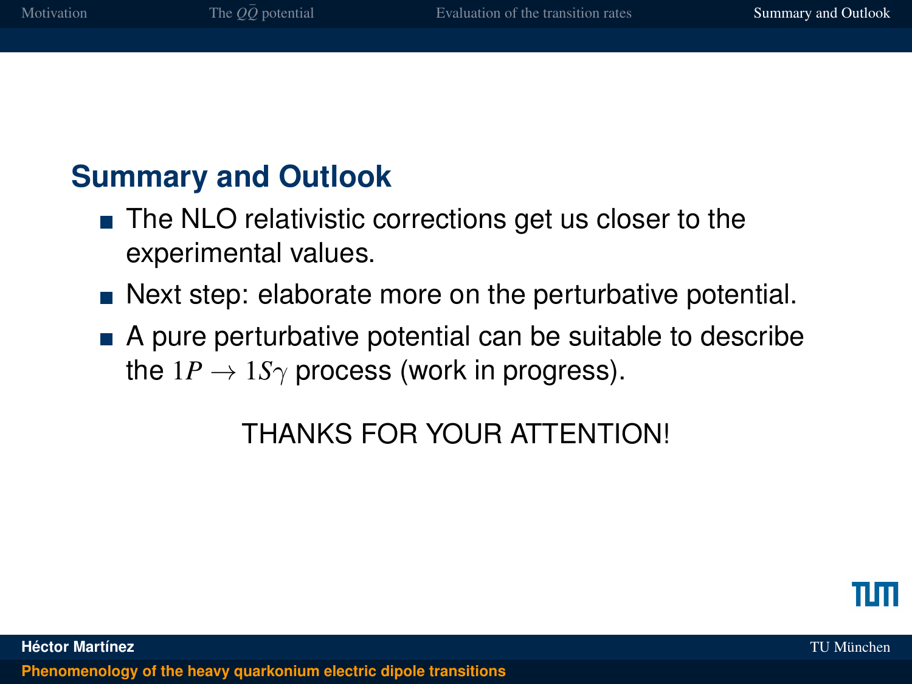## Summary and Outlook

- The NLO relativistic corrections get us closer to the experimental values.
- Next step: elaborate more on the perturbative potential.
- A pure perturbative potential can be suitable to describe the $1P \to 1S\gamma$ process (work in progress).

THANKS FOR YOUR ATTENTION!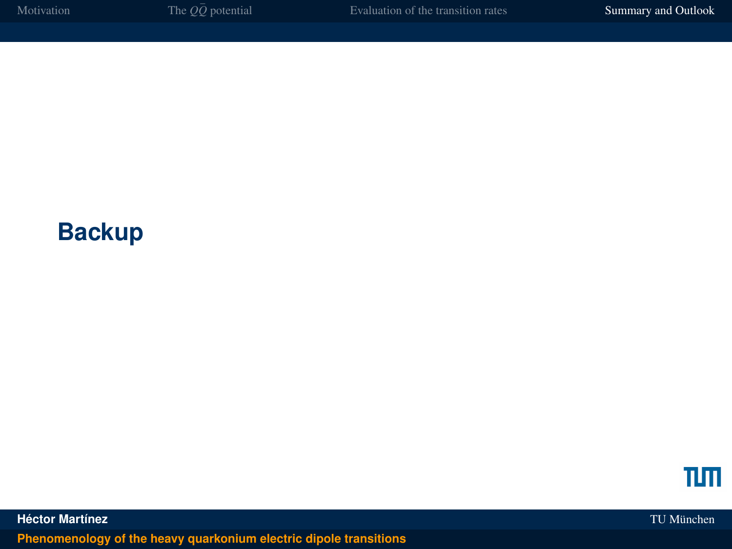# Backup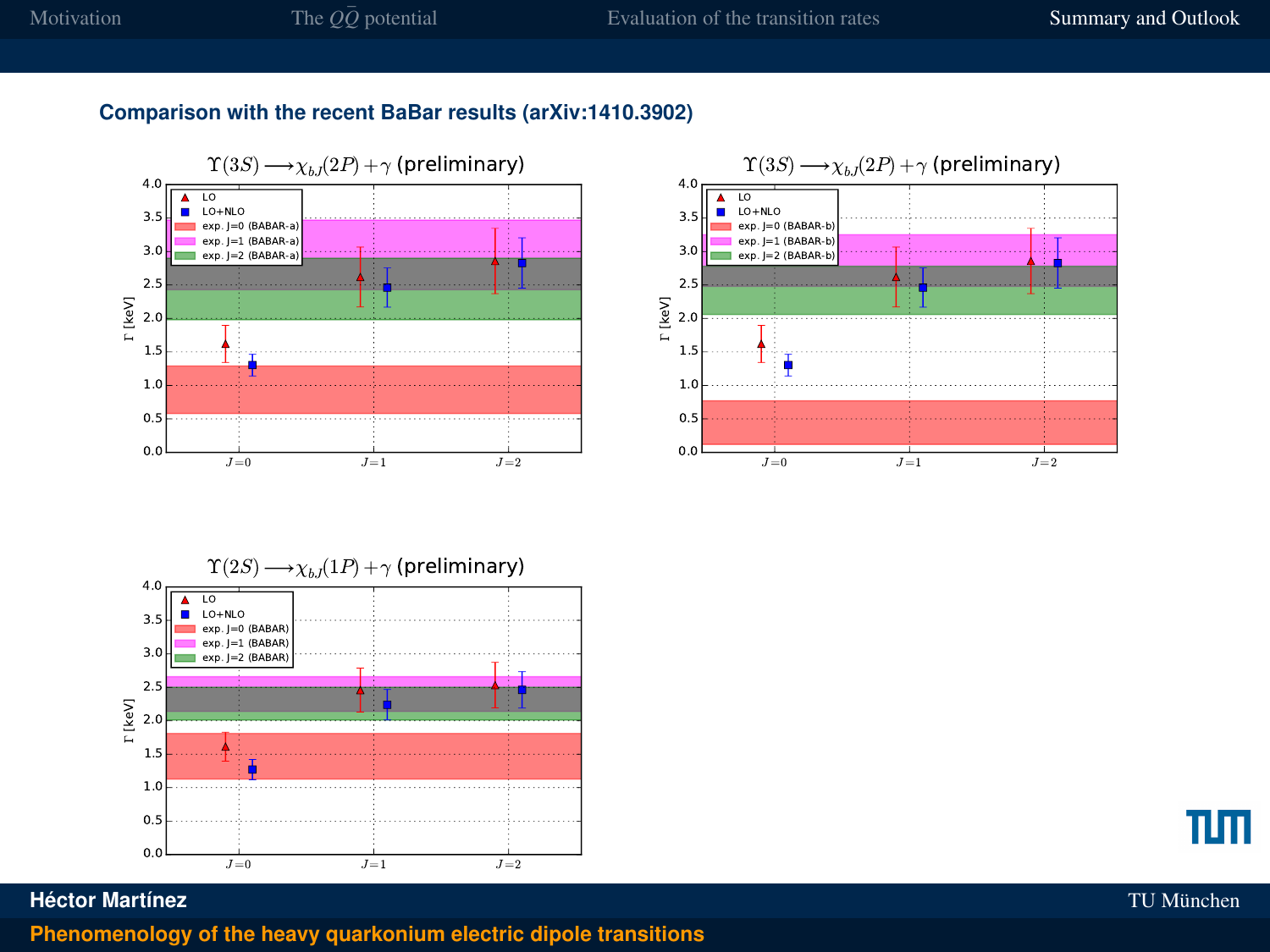## Comparison with the recent BaBar results (arXiv:1410.3902)

$\Upsilon(3S) \longrightarrow \chi_{bJ}(2P) + \gamma$ (preliminary)

4.0
3.5
3.0
2.5
2.0
1.5
1.0
0.5
0.0

$\Gamma$ [keV]

LO
LO+NLO
exp. J=0 (BABAR-a)
exp. J=1 (BABAR-a)
exp. J=2 (BABAR-a)

$J=0$
$J=1$
$J=2$

$\Upsilon(3S) \longrightarrow \chi_{bJ}(2P) + \gamma$ (preliminary)

4.0
3.5
3.0
2.5
2.0
1.5
1.0
0.5
0.0

$\Gamma$ [keV]

LO
LO+NLO
exp. J=0 (BABAR-b)
exp. J=1 (BABAR-b)
exp. J=2 (BABAR-b)

$J=0$
$J=1$
$J=2$

$\Upsilon(2S) \longrightarrow \chi_{bJ}(1P) + \gamma$ (preliminary)

4.0
3.5
3.0
2.5
2.0
1.5
1.0
0.5
0.0

$\Gamma$ [keV]

LO
LO+NLO
exp. J=0 (BABAR)
exp. J=1 (BABAR)
exp. J=2 (BABAR)

$J=0$
$J=1$
$J=2$